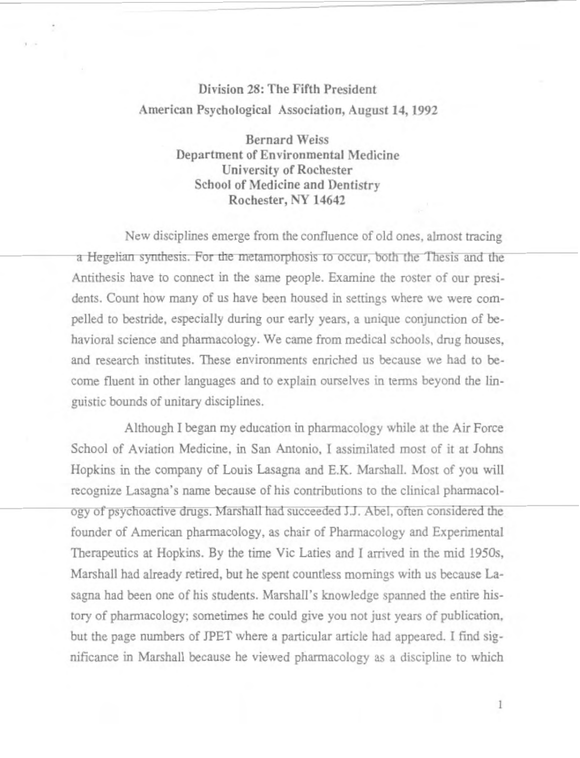# Division 28: The Fifth President

American Psychological Association, August 14, 1992

**Bernard Weiss**
**Department of Environmental Medicine**
**University of Rochester**
**School of Medicine and Dentistry**
**Rochester, NY 14642**

New disciplines emerge from the confluence of old ones, almost tracing a Hegelian synthesis. For the metamorphosis to occur, both the Thesis and the Antithesis have to connect in the same people. Examine the roster of our presidents. Count how many of us have been housed in settings where we were compelled to bestride, especially during our early years, a unique conjunction of behavioral science and pharmacology. We came from medical schools, drug houses, and research institutes. These environments enriched us because we had to become fluent in other languages and to explain ourselves in terms beyond the linguistic bounds of unitary disciplines.

Although I began my education in pharmacology while at the Air Force School of Aviation Medicine, in San Antonio, I assimilated most of it at Johns Hopkins in the company of Louis Lasagna and E.K. Marshall. Most of you will recognize Lasagna's name because of his contributions to the clinical pharmacology of psychoactive drugs. Marshall had succeeded J.J. Abel, often considered the founder of American pharmacology, as chair of Pharmacology and Experimental Therapeutics at Hopkins. By the time Vic Laties and I arrived in the mid 1950s, Marshall had already retired, but he spent countless mornings with us because Lasagna had been one of his students. Marshall's knowledge spanned the entire history of pharmacology; sometimes he could give you not just years of publication, but the page numbers of JPET where a particular article had appeared. I find significance in Marshall because he viewed pharmacology as a discipline to which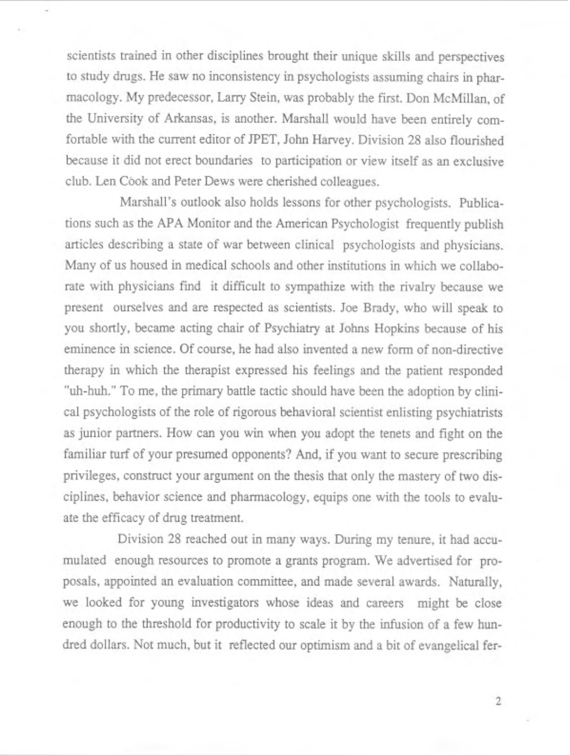scientists trained in other disciplines brought their unique skills and perspectives to study drugs. He saw no inconsistency in psychologists assuming chairs in pharmacology. My predecessor, Larry Stein, was probably the first. Don McMillan, of the University of Arkansas, is another. Marshall would have been entirely comfortable with the current editor of JPET, John Harvey. Division 28 also flourished because it did not erect boundaries to participation or view itself as an exclusive club. Len Cook and Peter Dews were cherished colleagues.

Marshall's outlook also holds lessons for other psychologists. Publications such as the APA Monitor and the American Psychologist frequently publish articles describing a state of war between clinical psychologists and physicians. Many of us housed in medical schools and other institutions in which we collaborate with physicians find it difficult to sympathize with the rivalry because we present ourselves and are respected as scientists. Joe Brady, who will speak to you shortly, became acting chair of Psychiatry at Johns Hopkins because of his eminence in science. Of course, he had also invented a new form of non-directive therapy in which the therapist expressed his feelings and the patient responded "uh-huh." To me, the primary battle tactic should have been the adoption by clinical psychologists of the role of rigorous behavioral scientist enlisting psychiatrists as junior partners. How can you win when you adopt the tenets and fight on the familiar turf of your presumed opponents? And, if you want to secure prescribing privileges, construct your argument on the thesis that only the mastery of two disciplines, behavior science and pharmacology, equips one with the tools to evaluate the efficacy of drug treatment.

Division 28 reached out in many ways. During my tenure, it had accumulated enough resources to promote a grants program. We advertised for proposals, appointed an evaluation committee, and made several awards. Naturally, we looked for young investigators whose ideas and careers might be close enough to the threshold for productivity to scale it by the infusion of a few hundred dollars. Not much, but it reflected our optimism and a bit of evangelical fer-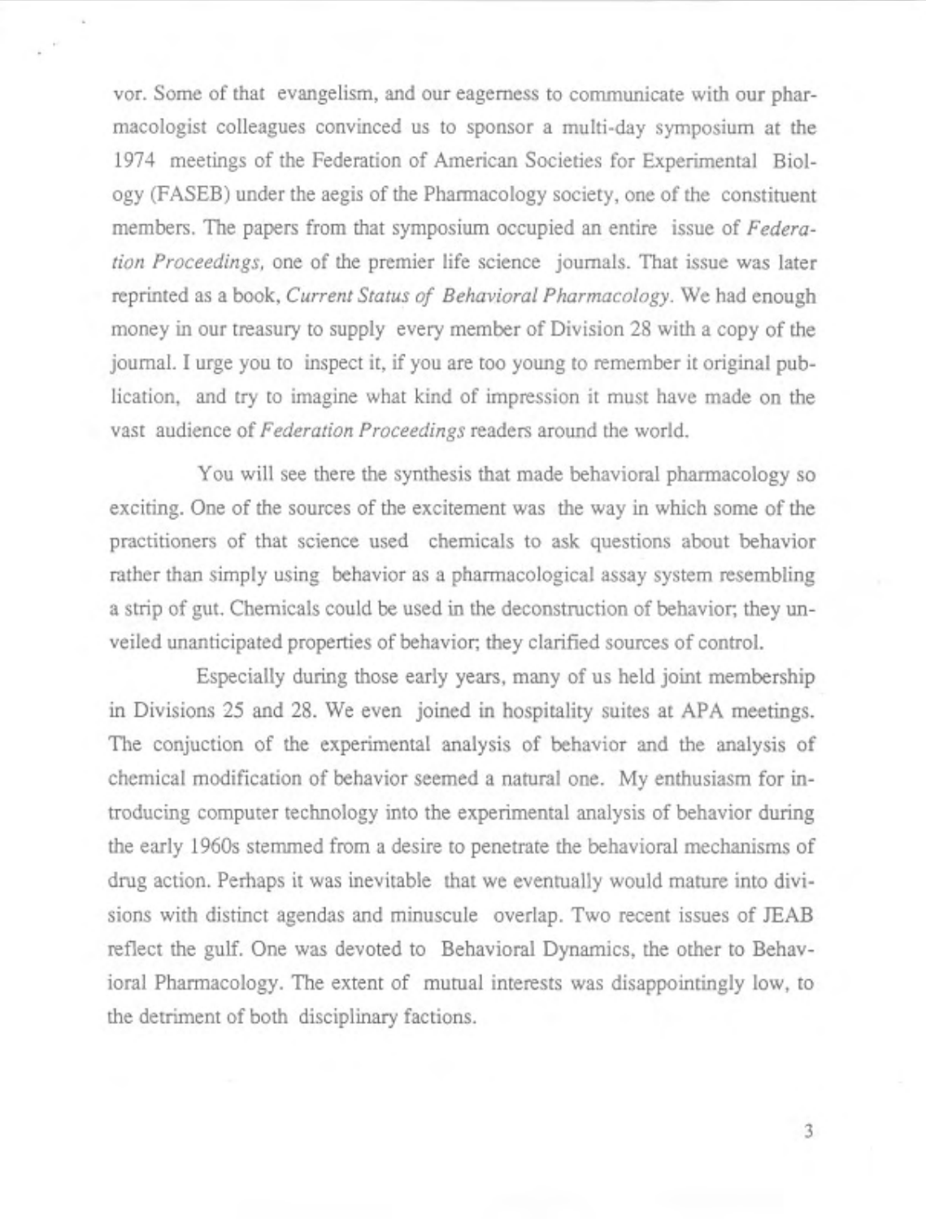vor. Some of that evangelism, and our eagerness to communicate with our pharmacologist colleagues convinced us to sponsor a multi-day symposium at the 1974 meetings of the Federation of American Societies for Experimental Biology (FASEB) under the aegis of the Pharmacology society, one of the constituent members. The papers from that symposium occupied an entire issue of *Federation Proceedings*, one of the premier life science journals. That issue was later reprinted as a book, *Current Status of Behavioral Pharmacology*. We had enough money in our treasury to supply every member of Division 28 with a copy of the journal. I urge you to inspect it, if you are too young to remember it original publication, and try to imagine what kind of impression it must have made on the vast audience of *Federation Proceedings* readers around the world.

You will see there the synthesis that made behavioral pharmacology so exciting. One of the sources of the excitement was the way in which some of the practitioners of that science used chemicals to ask questions about behavior rather than simply using behavior as a pharmacological assay system resembling a strip of gut. Chemicals could be used in the deconstruction of behavior; they unveiled unanticipated properties of behavior; they clarified sources of control.

Especially during those early years, many of us held joint membership in Divisions 25 and 28. We even joined in hospitality suites at APA meetings. The conjuction of the experimental analysis of behavior and the analysis of chemical modification of behavior seemed a natural one. My enthusiasm for introducing computer technology into the experimental analysis of behavior during the early 1960s stemmed from a desire to penetrate the behavioral mechanisms of drug action. Perhaps it was inevitable that we eventually would mature into divisions with distinct agendas and minuscule overlap. Two recent issues of JEAB reflect the gulf. One was devoted to Behavioral Dynamics, the other to Behavioral Pharmacology. The extent of mutual interests was disappointingly low, to the detriment of both disciplinary factions.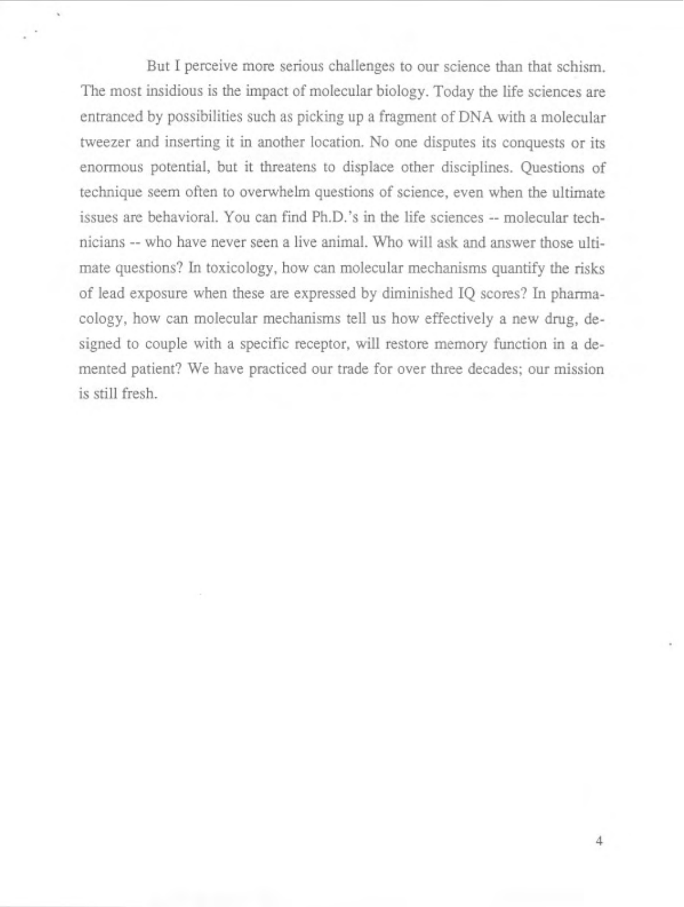But I perceive more serious challenges to our science than that schism. The most insidious is the impact of molecular biology. Today the life sciences are entranced by possibilities such as picking up a fragment of DNA with a molecular tweezer and inserting it in another location. No one disputes its conquests or its enormous potential, but it threatens to displace other disciplines. Questions of technique seem often to overwhelm questions of science, even when the ultimate issues are behavioral. You can find Ph.D.'s in the life sciences -- molecular technicians -- who have never seen a live animal. Who will ask and answer those ultimate questions? In toxicology, how can molecular mechanisms quantify the risks of lead exposure when these are expressed by diminished IQ scores? In pharmacology, how can molecular mechanisms tell us how effectively a new drug, designed to couple with a specific receptor, will restore memory function in a demented patient? We have practiced our trade for over three decades; our mission is still fresh.